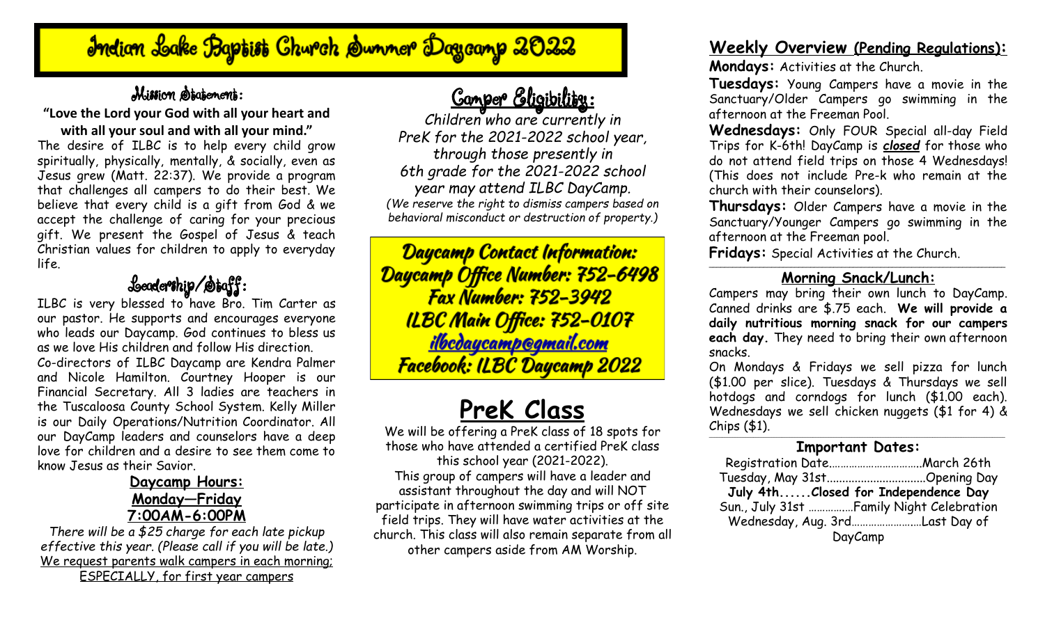# Indian Lake Baptist Church Summer Daycamp 2022

## Mission Statement:

**"Love the Lord your God with all your heart and with all your soul and with all your mind."**

The desire of ILBC is to help every child grow spiritually, physically, mentally, & socially, even as Jesus grew (Matt. 22:37). We provide a program that challenges all campers to do their best. We believe that every child is a gift from God & we accept the challenge of caring for your precious gift. We present the Gospel of Jesus & teach Christian values for children to apply to everyday life.

## Leadership/Staff:

ILBC is very blessed to have Bro. Tim Carter as our pastor. He supports and encourages everyone who leads our Daycamp. God continues to bless us as we love His children and follow His direction.

Co-directors of ILBC Daycamp are Kendra Palmer and Nicole Hamilton. Courtney Hooper is our Financial Secretary. All 3 ladies are teachers in the Tuscaloosa County School System. Kelly Miller is our Daily Operations/Nutrition Coordinator. All our DayCamp leaders and counselors have a deep love for children and a desire to see them come to know Jesus as their Savior.

### Daycamp Hours:
### Monday—Friday
### 7:00AM-6:00PM

*There will be a $25 charge for each late pickup effective this year. (Please call if you will be late.)*

We request parents walk campers in each morning; ESPECIALLY, for first year campers

## Camper Eligibility:

*Children who are currently in PreK for the 2021-2022 school year, through those presently in 6th grade for the 2021-2022 school year may attend ILBC DayCamp.*

*(We reserve the right to dismiss campers based on behavioral misconduct or destruction of property.)*

**Daycamp Contact Information:**
**Daycamp Office Number: 752-6498**
**Fax Number: 752-3942**
**ILBC Main Office: 752-0107**
**ilbcdaycamp@gmail.com**
**Facebook: ILBC Daycamp 2022**

## PreK Class

We will be offering a PreK class of 18 spots for those who have attended a certified PreK class this school year (2021-2022).

This group of campers will have a leader and assistant throughout the day and will NOT participate in afternoon swimming trips or off site field trips. They will have water activities at the church. This class will also remain separate from all other campers aside from AM Worship.

## Weekly Overview (Pending Regulations):

**Mondays:** Activities at the Church.

**Tuesdays:** Young Campers have a movie in the Sanctuary/Older Campers go swimming in the afternoon at the Freeman Pool.

**Wednesdays:** Only FOUR Special all-day Field Trips for K-6th! DayCamp is ***closed*** for those who do not attend field trips on those 4 Wednesdays! (This does not include Pre-k who remain at the church with their counselors).

**Thursdays:** Older Campers have a movie in the Sanctuary/Younger Campers go swimming in the afternoon at the Freeman pool.

**Fridays:** Special Activities at the Church.

### Morning Snack/Lunch:

Campers may bring their own lunch to DayCamp. Canned drinks are $.75 each. **We will provide a daily nutritious morning snack for our campers each day.** They need to bring their own afternoon snacks.

On Mondays & Fridays we sell pizza for lunch ($1.00 per slice). Tuesdays & Thursdays we sell hotdogs and corndogs for lunch ($1.00 each). Wednesdays we sell chicken nuggets ($1 for 4) & Chips ($1).

### Important Dates:

Registration Date……………………………March 26th
Tuesday, May 31st……………………………Opening Day
**July 4th......Closed for Independence Day**
Sun., July 31st ……………Family Night Celebration
Wednesday, Aug. 3rd……………………Last Day of DayCamp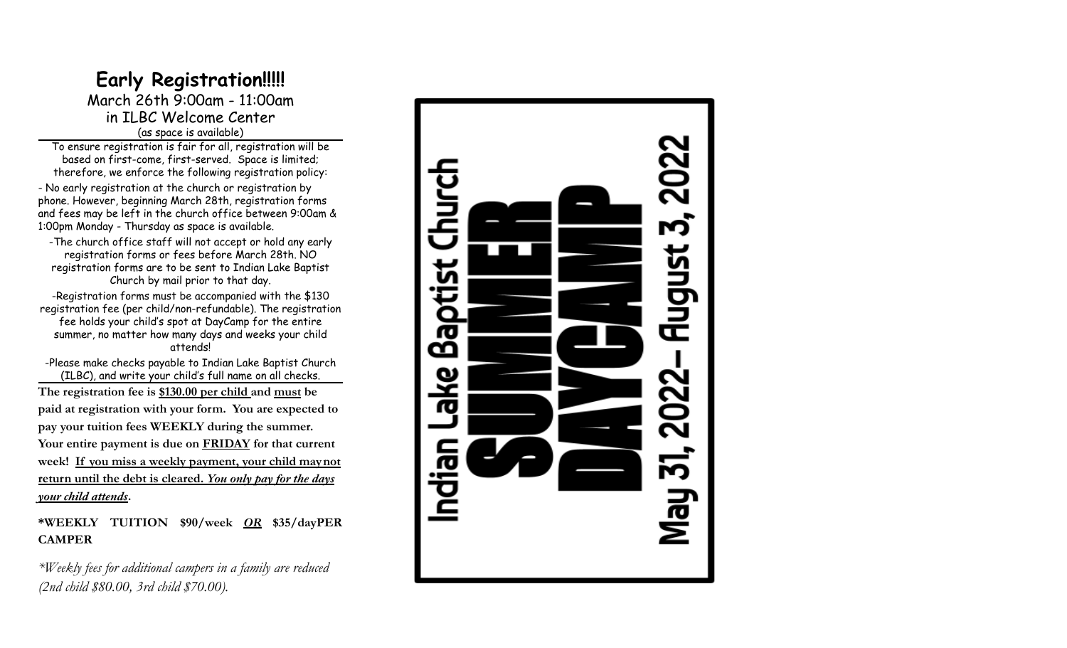## Early Registration!!!!!

March 26th 9:00am - 11:00am
in ILBC Welcome Center
(as space is available)

To ensure registration is fair for all, registration will be based on first-come, first-served. Space is limited; therefore, we enforce the following registration policy:

- No early registration at the church or registration by phone. However, beginning March 28th, registration forms and fees may be left in the church office between 9:00am & 1:00pm Monday - Thursday as space is available.

-The church office staff will not accept or hold any early registration forms or fees before March 28th. NO registration forms are to be sent to Indian Lake Baptist Church by mail prior to that day.

-Registration forms must be accompanied with the $130 registration fee (per child/non-refundable). The registration fee holds your child's spot at DayCamp for the entire summer, no matter how many days and weeks your child attends!

-Please make checks payable to Indian Lake Baptist Church (ILBC), and write your child's full name on all checks.

**The registration fee is $130.00 per child and must be paid at registration with your form. You are expected to pay your tuition fees WEEKLY during the summer. Your entire payment is due on FRIDAY for that current week! If you miss a weekly payment, your child may not return until the debt is cleared. *You only pay for the days your child attends*.**

**\*WEEKLY TUITION $90/week *OR* $35/day PER CAMPER**

*\*Weekly fees for additional campers in a family are reduced (2nd child $80.00, 3rd child $70.00).*

Indian Lake Baptist Church

# SUMMER DAYCAMP

May 31, 2022– August 3, 2022